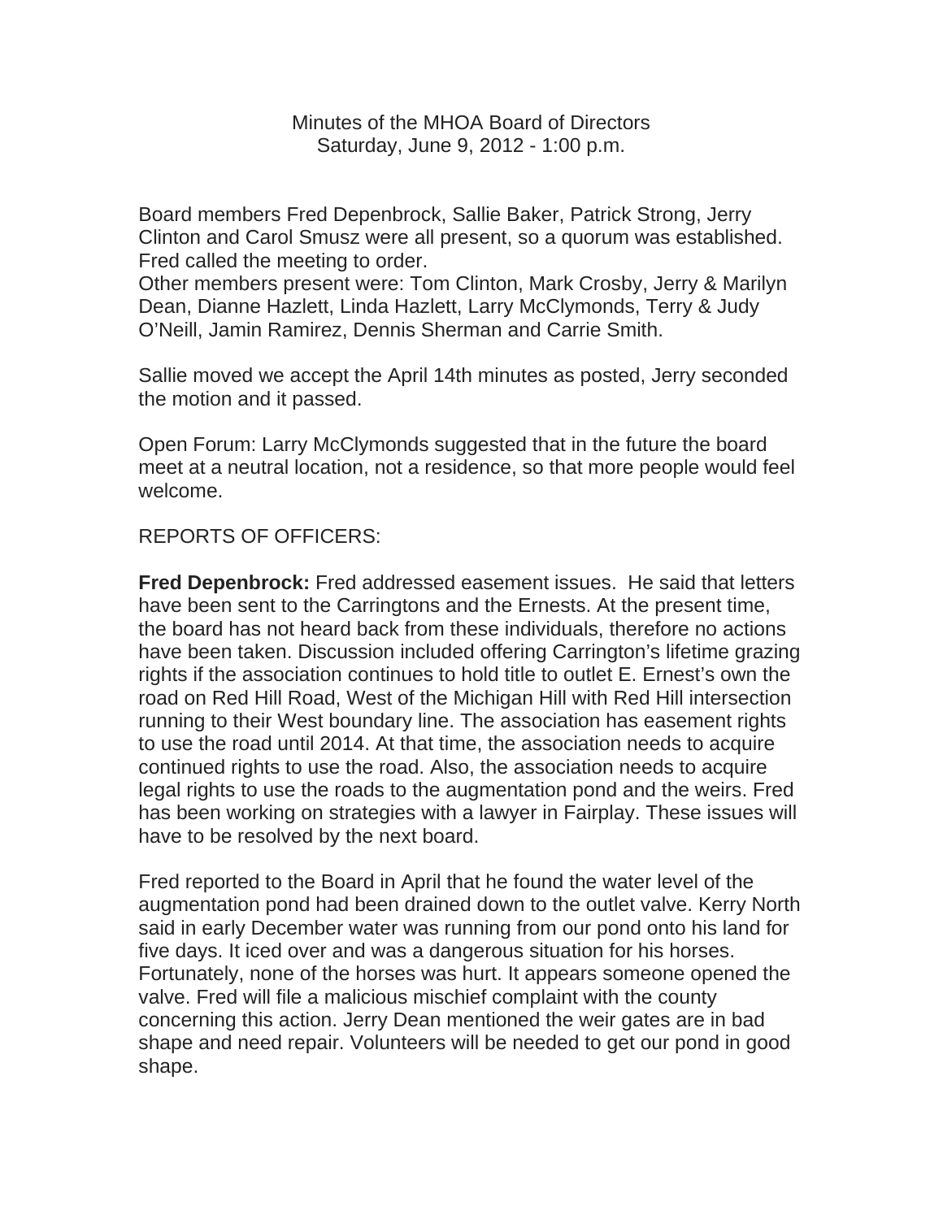# Minutes of the MHOA Board of Directors
## Saturday, June 9, 2012 - 1:00 p.m.

Board members Fred Depenbrock, Sallie Baker, Patrick Strong, Jerry Clinton and Carol Smusz were all present, so a quorum was established. Fred called the meeting to order.
Other members present were: Tom Clinton, Mark Crosby, Jerry & Marilyn Dean, Dianne Hazlett, Linda Hazlett, Larry McClymonds, Terry & Judy O'Neill, Jamin Ramirez, Dennis Sherman and Carrie Smith.

Sallie moved we accept the April 14th minutes as posted, Jerry seconded the motion and it passed.

Open Forum: Larry McClymonds suggested that in the future the board meet at a neutral location, not a residence, so that more people would feel welcome.

REPORTS OF OFFICERS:

**Fred Depenbrock:** Fred addressed easement issues. He said that letters have been sent to the Carringtons and the Ernests. At the present time, the board has not heard back from these individuals, therefore no actions have been taken. Discussion included offering Carrington's lifetime grazing rights if the association continues to hold title to outlet E. Ernest's own the road on Red Hill Road, West of the Michigan Hill with Red Hill intersection running to their West boundary line. The association has easement rights to use the road until 2014. At that time, the association needs to acquire continued rights to use the road. Also, the association needs to acquire legal rights to use the roads to the augmentation pond and the weirs. Fred has been working on strategies with a lawyer in Fairplay. These issues will have to be resolved by the next board.

Fred reported to the Board in April that he found the water level of the augmentation pond had been drained down to the outlet valve. Kerry North said in early December water was running from our pond onto his land for five days. It iced over and was a dangerous situation for his horses. Fortunately, none of the horses was hurt. It appears someone opened the valve. Fred will file a malicious mischief complaint with the county concerning this action. Jerry Dean mentioned the weir gates are in bad shape and need repair. Volunteers will be needed to get our pond in good shape.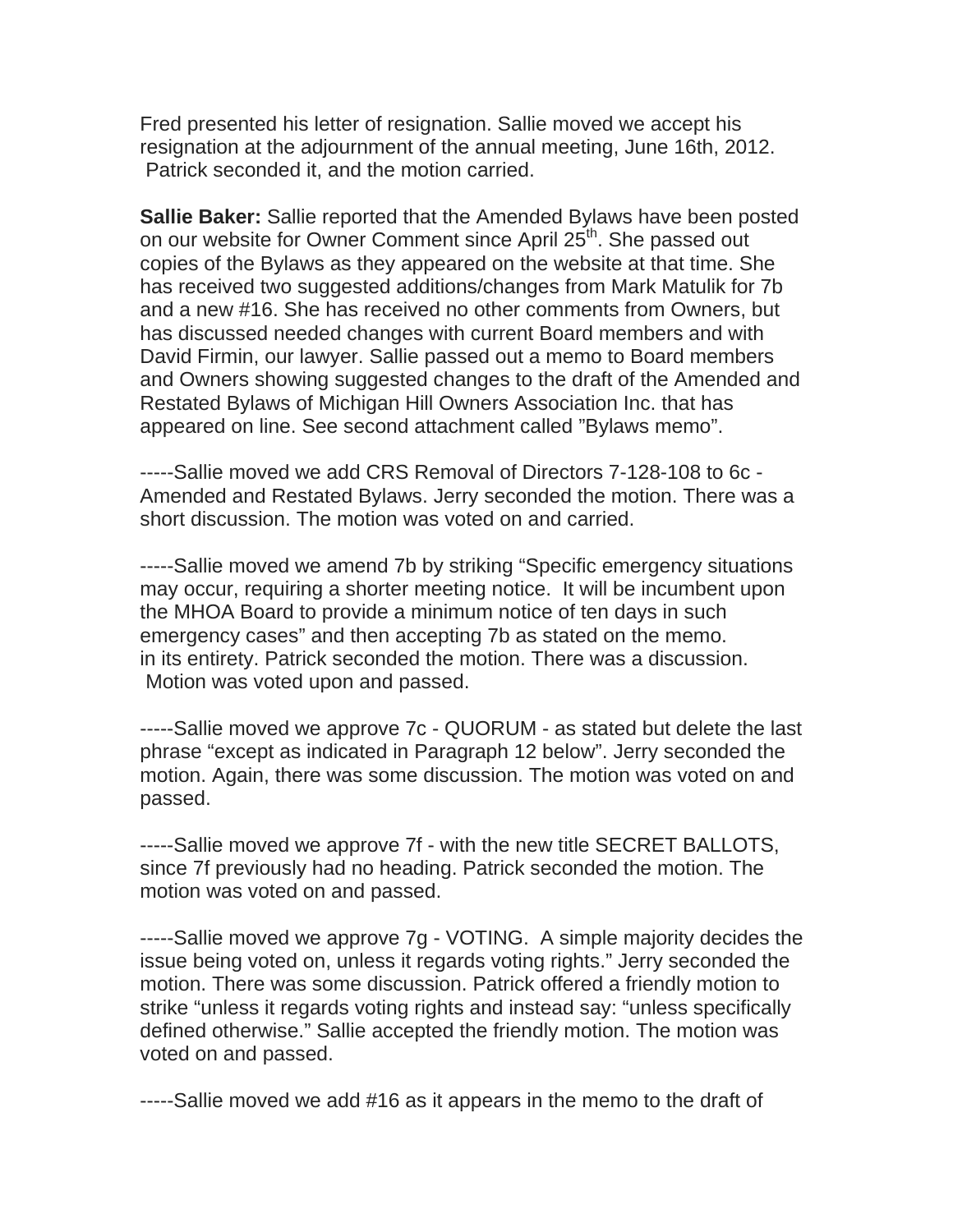Fred presented his letter of resignation. Sallie moved we accept his resignation at the adjournment of the annual meeting, June 16th, 2012. Patrick seconded it, and the motion carried.

**Sallie Baker:** Sallie reported that the Amended Bylaws have been posted on our website for Owner Comment since April 25th. She passed out copies of the Bylaws as they appeared on the website at that time. She has received two suggested additions/changes from Mark Matulik for 7b and a new #16. She has received no other comments from Owners, but has discussed needed changes with current Board members and with David Firmin, our lawyer. Sallie passed out a memo to Board members and Owners showing suggested changes to the draft of the Amended and Restated Bylaws of Michigan Hill Owners Association Inc. that has appeared on line. See second attachment called "Bylaws memo".

-----Sallie moved we add CRS Removal of Directors 7-128-108 to 6c - Amended and Restated Bylaws. Jerry seconded the motion. There was a short discussion. The motion was voted on and carried.

-----Sallie moved we amend 7b by striking "Specific emergency situations may occur, requiring a shorter meeting notice. It will be incumbent upon the MHOA Board to provide a minimum notice of ten days in such emergency cases" and then accepting 7b as stated on the memo. in its entirety. Patrick seconded the motion. There was a discussion. Motion was voted upon and passed.

-----Sallie moved we approve 7c - QUORUM - as stated but delete the last phrase "except as indicated in Paragraph 12 below". Jerry seconded the motion. Again, there was some discussion. The motion was voted on and passed.

-----Sallie moved we approve 7f - with the new title SECRET BALLOTS, since 7f previously had no heading. Patrick seconded the motion. The motion was voted on and passed.

-----Sallie moved we approve 7g - VOTING. A simple majority decides the issue being voted on, unless it regards voting rights." Jerry seconded the motion. There was some discussion. Patrick offered a friendly motion to strike "unless it regards voting rights and instead say: "unless specifically defined otherwise." Sallie accepted the friendly motion. The motion was voted on and passed.

-----Sallie moved we add #16 as it appears in the memo to the draft of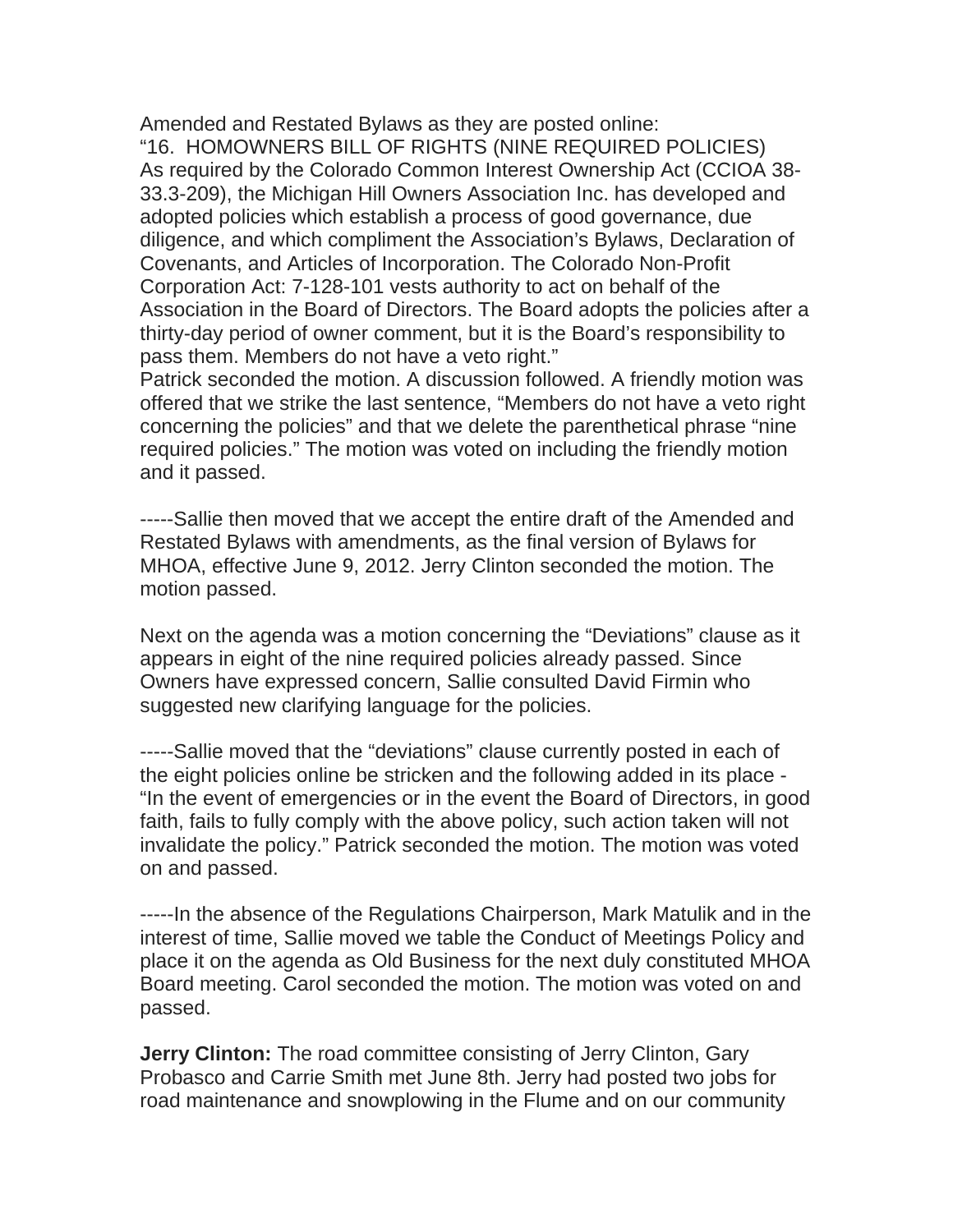Amended and Restated Bylaws as they are posted online:
"16. HOMOWNERS BILL OF RIGHTS (NINE REQUIRED POLICIES) As required by the Colorado Common Interest Ownership Act (CCIOA 38-33.3-209), the Michigan Hill Owners Association Inc. has developed and adopted policies which establish a process of good governance, due diligence, and which compliment the Association's Bylaws, Declaration of Covenants, and Articles of Incorporation. The Colorado Non-Profit Corporation Act: 7-128-101 vests authority to act on behalf of the Association in the Board of Directors. The Board adopts the policies after a thirty-day period of owner comment, but it is the Board's responsibility to pass them. Members do not have a veto right."
Patrick seconded the motion. A discussion followed. A friendly motion was offered that we strike the last sentence, "Members do not have a veto right concerning the policies" and that we delete the parenthetical phrase "nine required policies." The motion was voted on including the friendly motion and it passed.

-----Sallie then moved that we accept the entire draft of the Amended and Restated Bylaws with amendments, as the final version of Bylaws for MHOA, effective June 9, 2012. Jerry Clinton seconded the motion. The motion passed.

Next on the agenda was a motion concerning the "Deviations" clause as it appears in eight of the nine required policies already passed. Since Owners have expressed concern, Sallie consulted David Firmin who suggested new clarifying language for the policies.

-----Sallie moved that the "deviations" clause currently posted in each of the eight policies online be stricken and the following added in its place - "In the event of emergencies or in the event the Board of Directors, in good faith, fails to fully comply with the above policy, such action taken will not invalidate the policy." Patrick seconded the motion. The motion was voted on and passed.

-----In the absence of the Regulations Chairperson, Mark Matulik and in the interest of time, Sallie moved we table the Conduct of Meetings Policy and place it on the agenda as Old Business for the next duly constituted MHOA Board meeting. Carol seconded the motion. The motion was voted on and passed.

**Jerry Clinton:** The road committee consisting of Jerry Clinton, Gary Probasco and Carrie Smith met June 8th. Jerry had posted two jobs for road maintenance and snowplowing in the Flume and on our community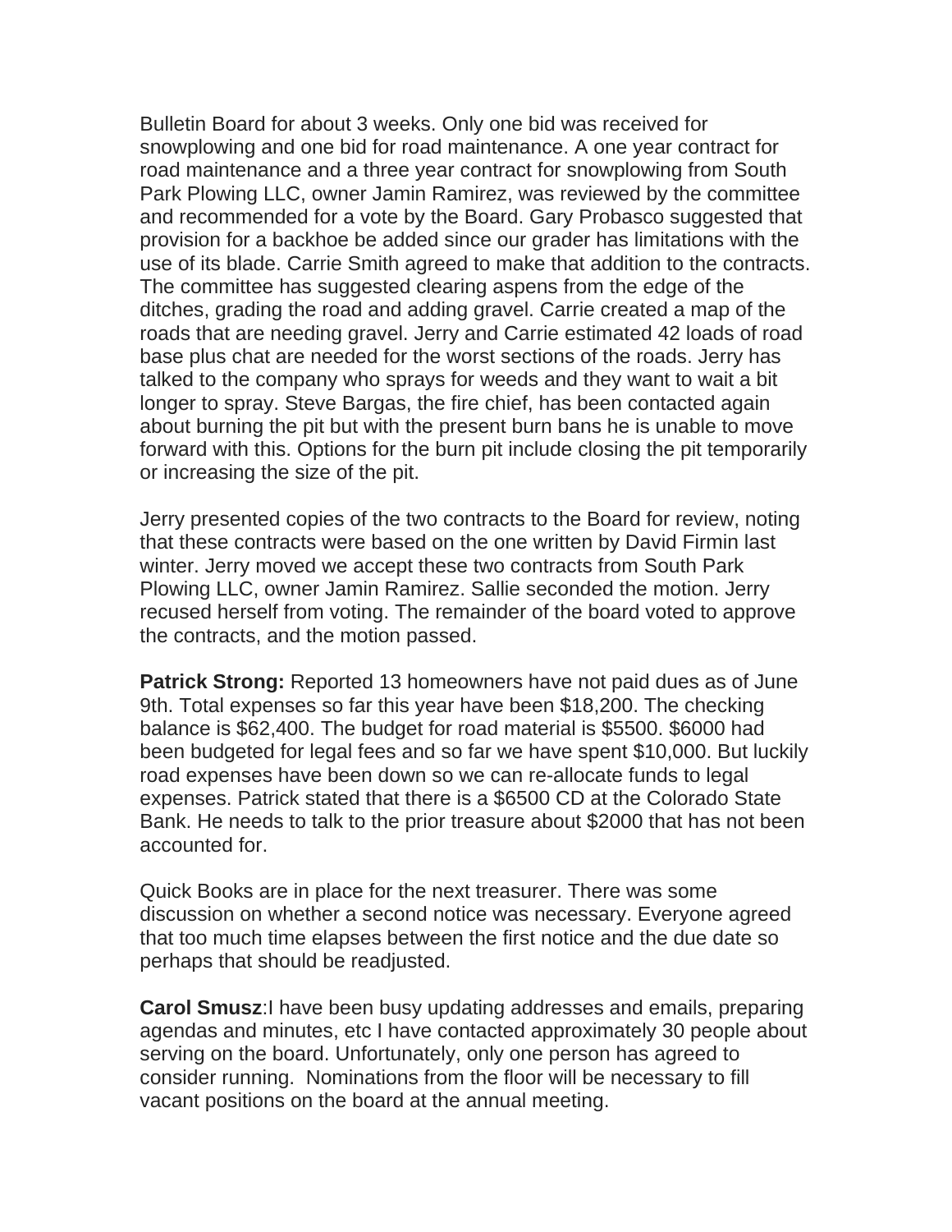Bulletin Board for about 3 weeks. Only one bid was received for snowplowing and one bid for road maintenance. A one year contract for road maintenance and a three year contract for snowplowing from South Park Plowing LLC, owner Jamin Ramirez, was reviewed by the committee and recommended for a vote by the Board. Gary Probasco suggested that provision for a backhoe be added since our grader has limitations with the use of its blade. Carrie Smith agreed to make that addition to the contracts. The committee has suggested clearing aspens from the edge of the ditches, grading the road and adding gravel. Carrie created a map of the roads that are needing gravel. Jerry and Carrie estimated 42 loads of road base plus chat are needed for the worst sections of the roads. Jerry has talked to the company who sprays for weeds and they want to wait a bit longer to spray. Steve Bargas, the fire chief, has been contacted again about burning the pit but with the present burn bans he is unable to move forward with this. Options for the burn pit include closing the pit temporarily or increasing the size of the pit.

Jerry presented copies of the two contracts to the Board for review, noting that these contracts were based on the one written by David Firmin last winter. Jerry moved we accept these two contracts from South Park Plowing LLC, owner Jamin Ramirez. Sallie seconded the motion. Jerry recused herself from voting. The remainder of the board voted to approve the contracts, and the motion passed.

**Patrick Strong:** Reported 13 homeowners have not paid dues as of June 9th. Total expenses so far this year have been $18,200. The checking balance is $62,400. The budget for road material is $5500. $6000 had been budgeted for legal fees and so far we have spent $10,000. But luckily road expenses have been down so we can re-allocate funds to legal expenses. Patrick stated that there is a $6500 CD at the Colorado State Bank. He needs to talk to the prior treasure about $2000 that has not been accounted for.

Quick Books are in place for the next treasurer. There was some discussion on whether a second notice was necessary. Everyone agreed that too much time elapses between the first notice and the due date so perhaps that should be readjusted.

**Carol Smusz**:I have been busy updating addresses and emails, preparing agendas and minutes, etc I have contacted approximately 30 people about serving on the board. Unfortunately, only one person has agreed to consider running. Nominations from the floor will be necessary to fill vacant positions on the board at the annual meeting.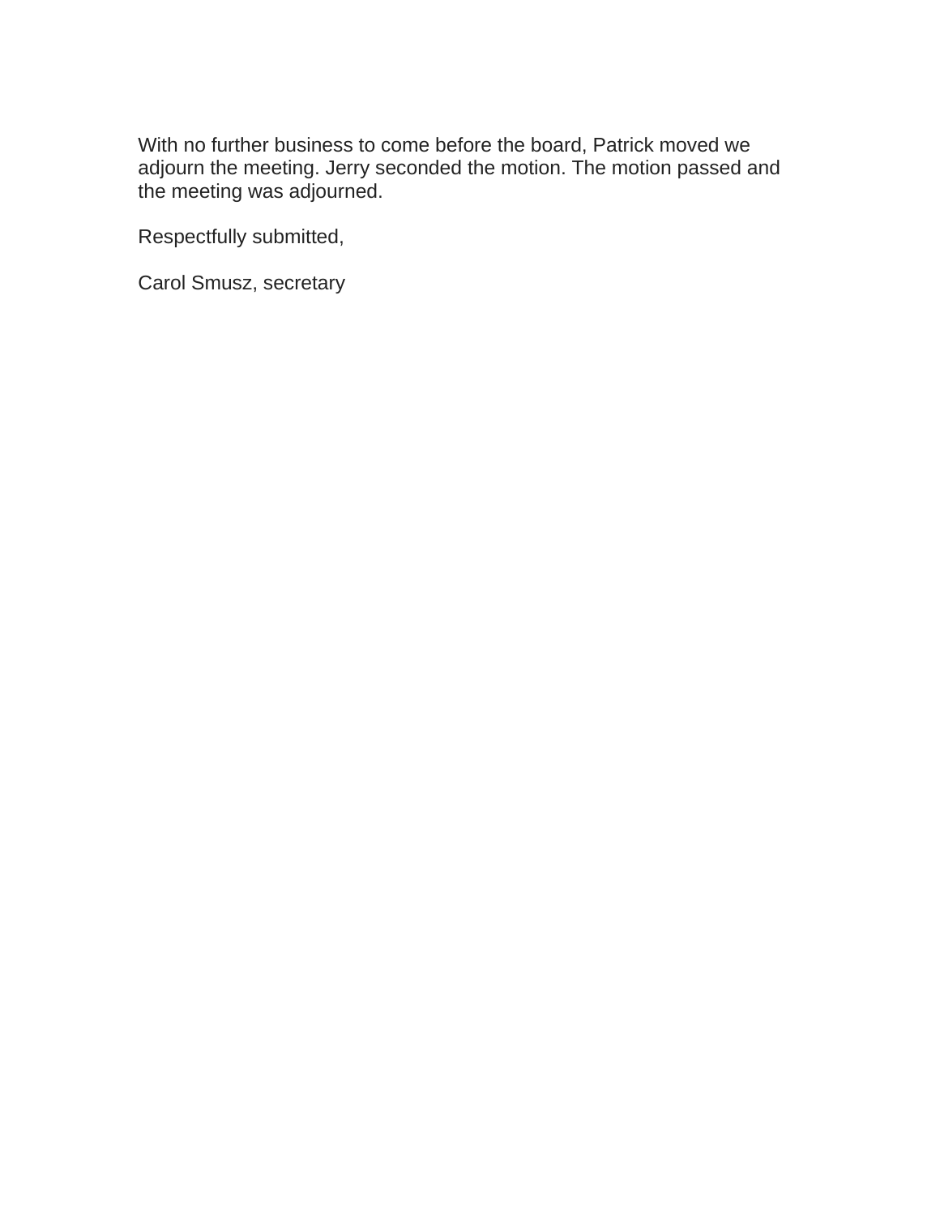With no further business to come before the board, Patrick moved we adjourn the meeting. Jerry seconded the motion. The motion passed and the meeting was adjourned.

Respectfully submitted,

Carol Smusz, secretary